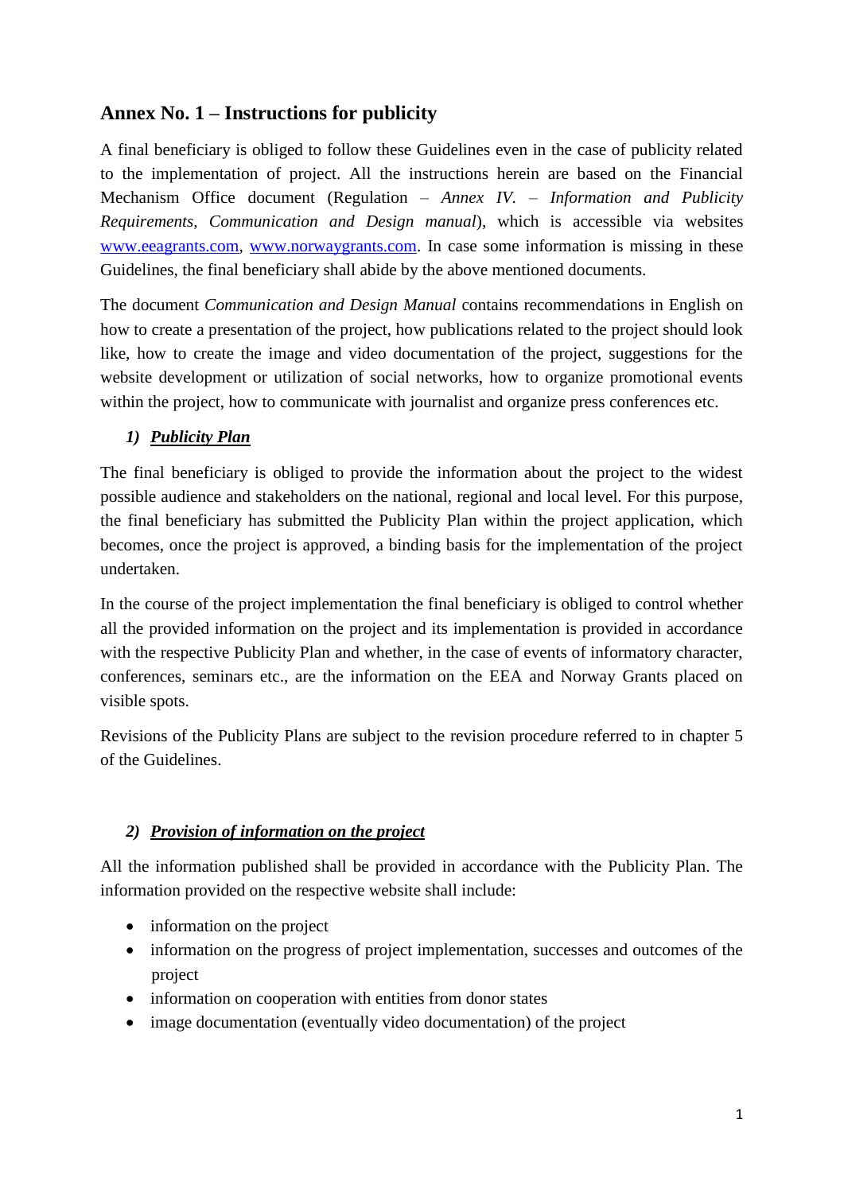## Annex No. 1 – Instructions for publicity

A final beneficiary is obliged to follow these Guidelines even in the case of publicity related to the implementation of project. All the instructions herein are based on the Financial Mechanism Office document (Regulation – *Annex IV. – Information and Publicity Requirements, Communication and Design manual*), which is accessible via websites www.eeagrants.com, www.norwaygrants.com. In case some information is missing in these Guidelines, the final beneficiary shall abide by the above mentioned documents.

The document *Communication and Design Manual* contains recommendations in English on how to create a presentation of the project, how publications related to the project should look like, how to create the image and video documentation of the project, suggestions for the website development or utilization of social networks, how to organize promotional events within the project, how to communicate with journalist and organize press conferences etc.

### 1) ***Publicity Plan***

The final beneficiary is obliged to provide the information about the project to the widest possible audience and stakeholders on the national, regional and local level. For this purpose, the final beneficiary has submitted the Publicity Plan within the project application, which becomes, once the project is approved, a binding basis for the implementation of the project undertaken.

In the course of the project implementation the final beneficiary is obliged to control whether all the provided information on the project and its implementation is provided in accordance with the respective Publicity Plan and whether, in the case of events of informatory character, conferences, seminars etc., are the information on the EEA and Norway Grants placed on visible spots.

Revisions of the Publicity Plans are subject to the revision procedure referred to in chapter 5 of the Guidelines.

### 2) ***Provision of information on the project***

All the information published shall be provided in accordance with the Publicity Plan. The information provided on the respective website shall include:

- information on the project
- information on the progress of project implementation, successes and outcomes of the project
- information on cooperation with entities from donor states
- image documentation (eventually video documentation) of the project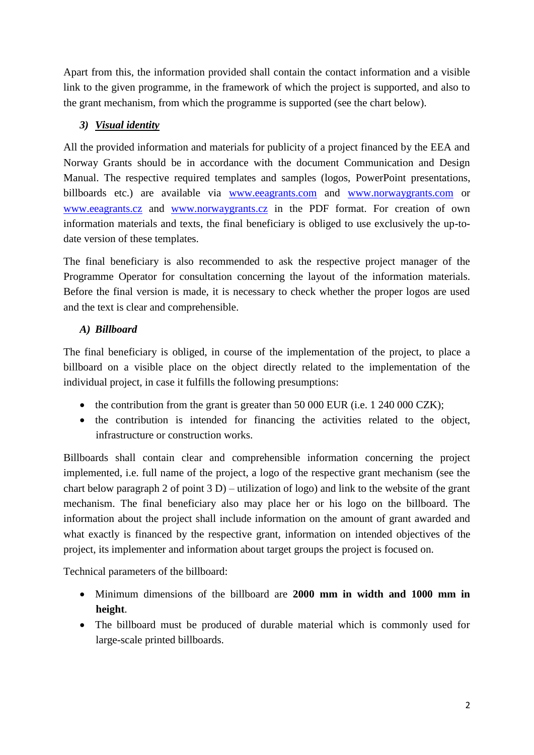Apart from this, the information provided shall contain the contact information and a visible link to the given programme, in the framework of which the project is supported, and also to the grant mechanism, from which the programme is supported (see the chart below).

### 3) ***Visual identity***

All the provided information and materials for publicity of a project financed by the EEA and Norway Grants should be in accordance with the document Communication and Design Manual. The respective required templates and samples (logos, PowerPoint presentations, billboards etc.) are available via [www.eeagrants.com](www.eeagrants.com) and [www.norwaygrants.com](www.norwaygrants.com) or [www.eeagrants.cz](www.eeagrants.cz) and [www.norwaygrants.cz](www.norwaygrants.cz) in the PDF format. For creation of own information materials and texts, the final beneficiary is obliged to use exclusively the up-to-date version of these templates.

The final beneficiary is also recommended to ask the respective project manager of the Programme Operator for consultation concerning the layout of the information materials. Before the final version is made, it is necessary to check whether the proper logos are used and the text is clear and comprehensible.

#### *A) Billboard*

The final beneficiary is obliged, in course of the implementation of the project, to place a billboard on a visible place on the object directly related to the implementation of the individual project, in case it fulfills the following presumptions:

- the contribution from the grant is greater than 50 000 EUR (i.e. 1 240 000 CZK);
- the contribution is intended for financing the activities related to the object, infrastructure or construction works.

Billboards shall contain clear and comprehensible information concerning the project implemented, i.e. full name of the project, a logo of the respective grant mechanism (see the chart below paragraph 2 of point 3 D) – utilization of logo) and link to the website of the grant mechanism. The final beneficiary also may place her or his logo on the billboard. The information about the project shall include information on the amount of grant awarded and what exactly is financed by the respective grant, information on intended objectives of the project, its implementer and information about target groups the project is focused on.

Technical parameters of the billboard:

- Minimum dimensions of the billboard are **2000 mm in width and 1000 mm in height**.
- The billboard must be produced of durable material which is commonly used for large-scale printed billboards.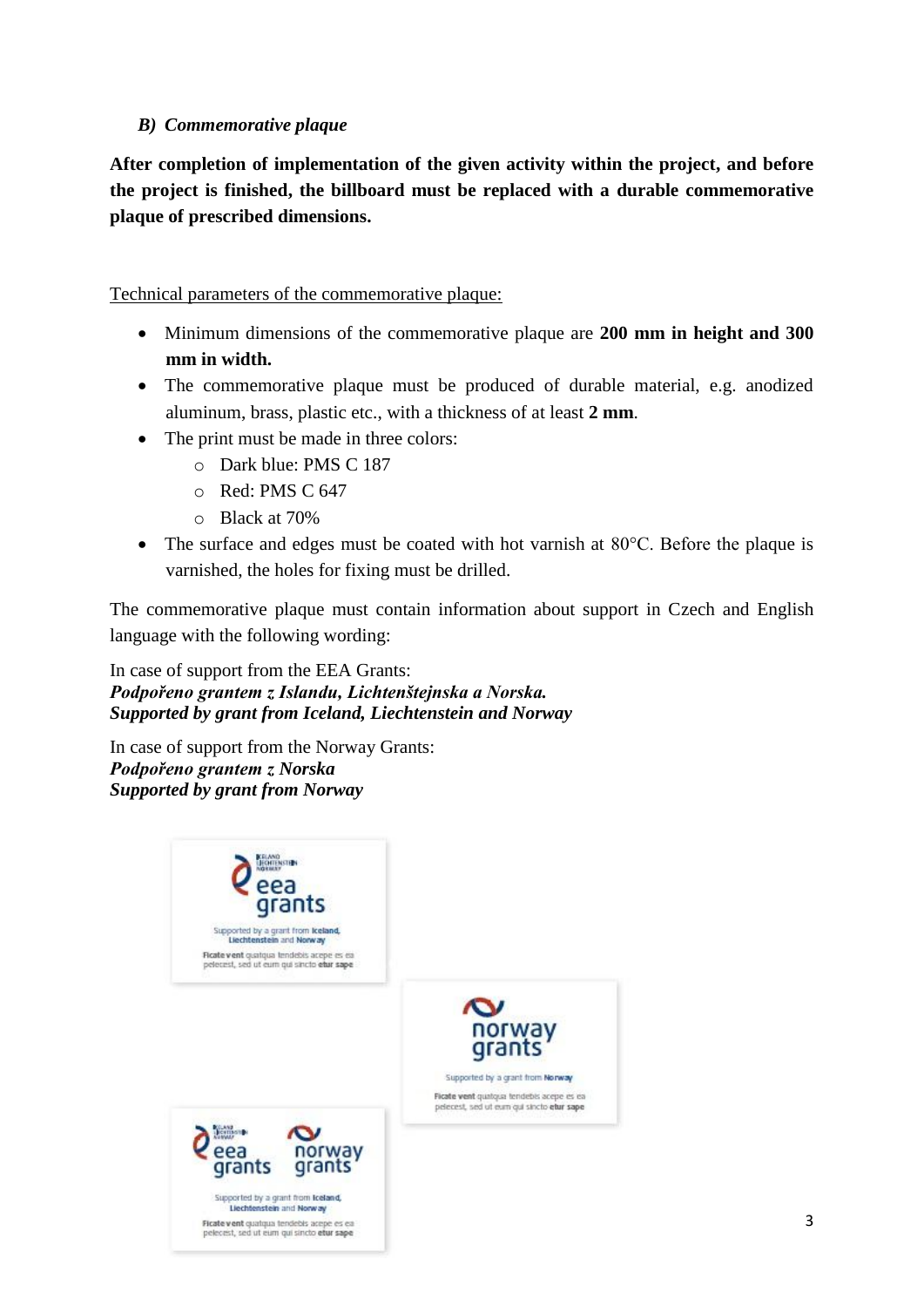### *B) Commemorative plaque*

**After completion of implementation of the given activity within the project, and before the project is finished, the billboard must be replaced with a durable commemorative plaque of prescribed dimensions.**

<u>Technical parameters of the commemorative plaque:</u>

- Minimum dimensions of the commemorative plaque are **200 mm in height and 300 mm in width.**
- The commemorative plaque must be produced of durable material, e.g. anodized aluminum, brass, plastic etc., with a thickness of at least **2 mm**.
- The print must be made in three colors:
  - Dark blue: PMS C 187
  - Red: PMS C 647
  - Black at 70%
- The surface and edges must be coated with hot varnish at 80°C. Before the plaque is varnished, the holes for fixing must be drilled.

The commemorative plaque must contain information about support in Czech and English language with the following wording:

In case of support from the EEA Grants:
***Podpořeno grantem z Islandu, Lichtenštejnska a Norska.***
***Supported by grant from Iceland, Liechtenstein and Norway***

In case of support from the Norway Grants:
***Podpořeno grantem z Norska***
***Supported by grant from Norway***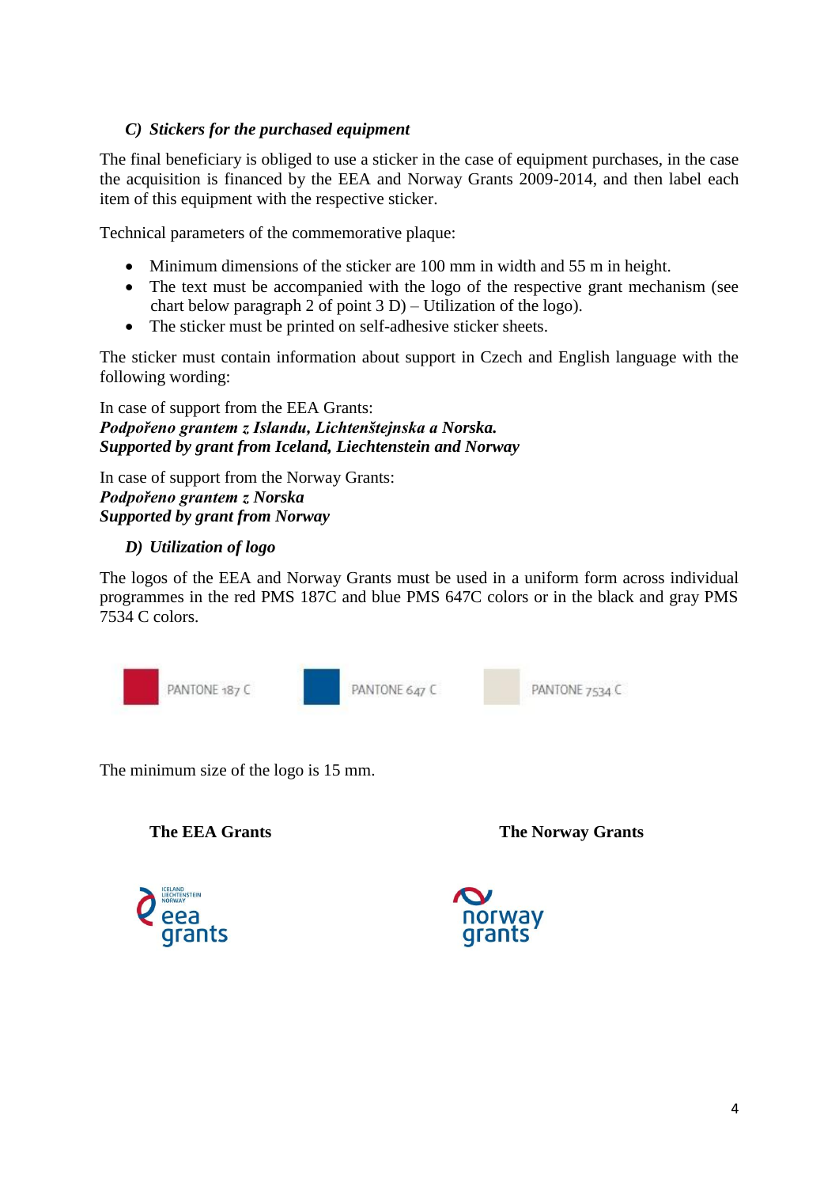### *C) Stickers for the purchased equipment*

The final beneficiary is obliged to use a sticker in the case of equipment purchases, in the case the acquisition is financed by the EEA and Norway Grants 2009-2014, and then label each item of this equipment with the respective sticker.

Technical parameters of the commemorative plaque:

- Minimum dimensions of the sticker are 100 mm in width and 55 m in height.
- The text must be accompanied with the logo of the respective grant mechanism (see chart below paragraph 2 of point 3 D) – Utilization of the logo).
- The sticker must be printed on self-adhesive sticker sheets.

The sticker must contain information about support in Czech and English language with the following wording:

In case of support from the EEA Grants:
***Podpořeno grantem z Islandu, Lichtenštejnska a Norska.***
***Supported by grant from Iceland, Liechtenstein and Norway***

In case of support from the Norway Grants:
***Podpořeno grantem z Norska***
***Supported by grant from Norway***

### *D) Utilization of logo*

The logos of the EEA and Norway Grants must be used in a uniform form across individual programmes in the red PMS 187C and blue PMS 647C colors or in the black and gray PMS 7534 C colors.

PANTONE 187 C    PANTONE 647 C    PANTONE 7534 C

The minimum size of the logo is 15 mm.

**The EEA Grants**    **The Norway Grants**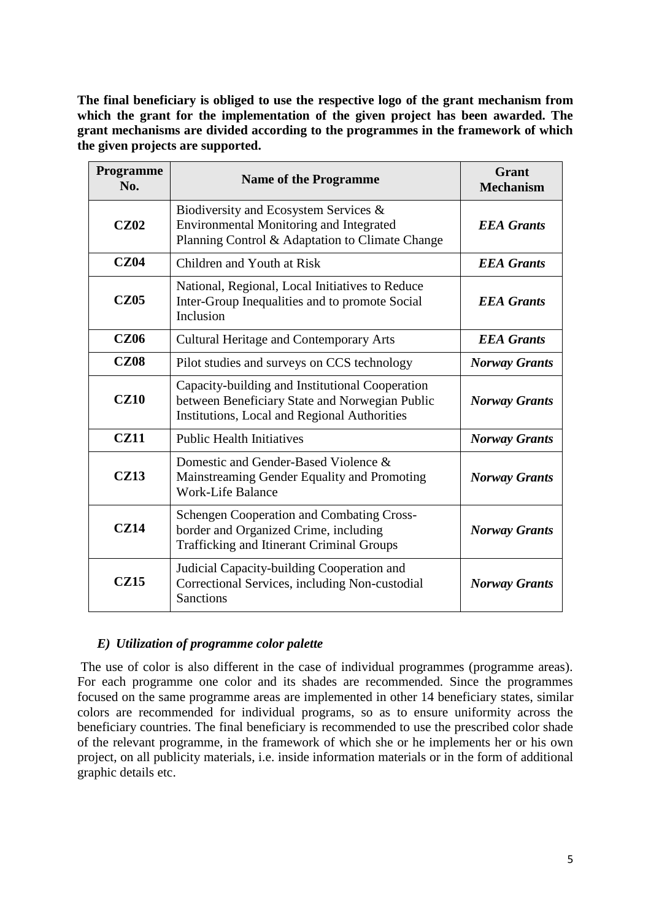**The final beneficiary is obliged to use the respective logo of the grant mechanism from which the grant for the implementation of the given project has been awarded. The grant mechanisms are divided according to the programmes in the framework of which the given projects are supported.**

| Programme No. | Name of the Programme | Grant Mechanism |
|---|---|---|
| **CZ02** | Biodiversity and Ecosystem Services & Environmental Monitoring and Integrated Planning Control & Adaptation to Climate Change | ***EEA Grants*** |
| **CZ04** | Children and Youth at Risk | ***EEA Grants*** |
| **CZ05** | National, Regional, Local Initiatives to Reduce Inter-Group Inequalities and to promote Social Inclusion | ***EEA Grants*** |
| **CZ06** | Cultural Heritage and Contemporary Arts | ***EEA Grants*** |
| **CZ08** | Pilot studies and surveys on CCS technology | ***Norway Grants*** |
| **CZ10** | Capacity-building and Institutional Cooperation between Beneficiary State and Norwegian Public Institutions, Local and Regional Authorities | ***Norway Grants*** |
| **CZ11** | Public Health Initiatives | ***Norway Grants*** |
| **CZ13** | Domestic and Gender-Based Violence & Mainstreaming Gender Equality and Promoting Work-Life Balance | ***Norway Grants*** |
| **CZ14** | Schengen Cooperation and Combating Cross-border and Organized Crime, including Trafficking and Itinerant Criminal Groups | ***Norway Grants*** |
| **CZ15** | Judicial Capacity-building Cooperation and Correctional Services, including Non-custodial Sanctions | ***Norway Grants*** |

### *E) Utilization of programme color palette*

The use of color is also different in the case of individual programmes (programme areas). For each programme one color and its shades are recommended. Since the programmes focused on the same programme areas are implemented in other 14 beneficiary states, similar colors are recommended for individual programs, so as to ensure uniformity across the beneficiary countries. The final beneficiary is recommended to use the prescribed color shade of the relevant programme, in the framework of which she or he implements her or his own project, on all publicity materials, i.e. inside information materials or in the form of additional graphic details etc.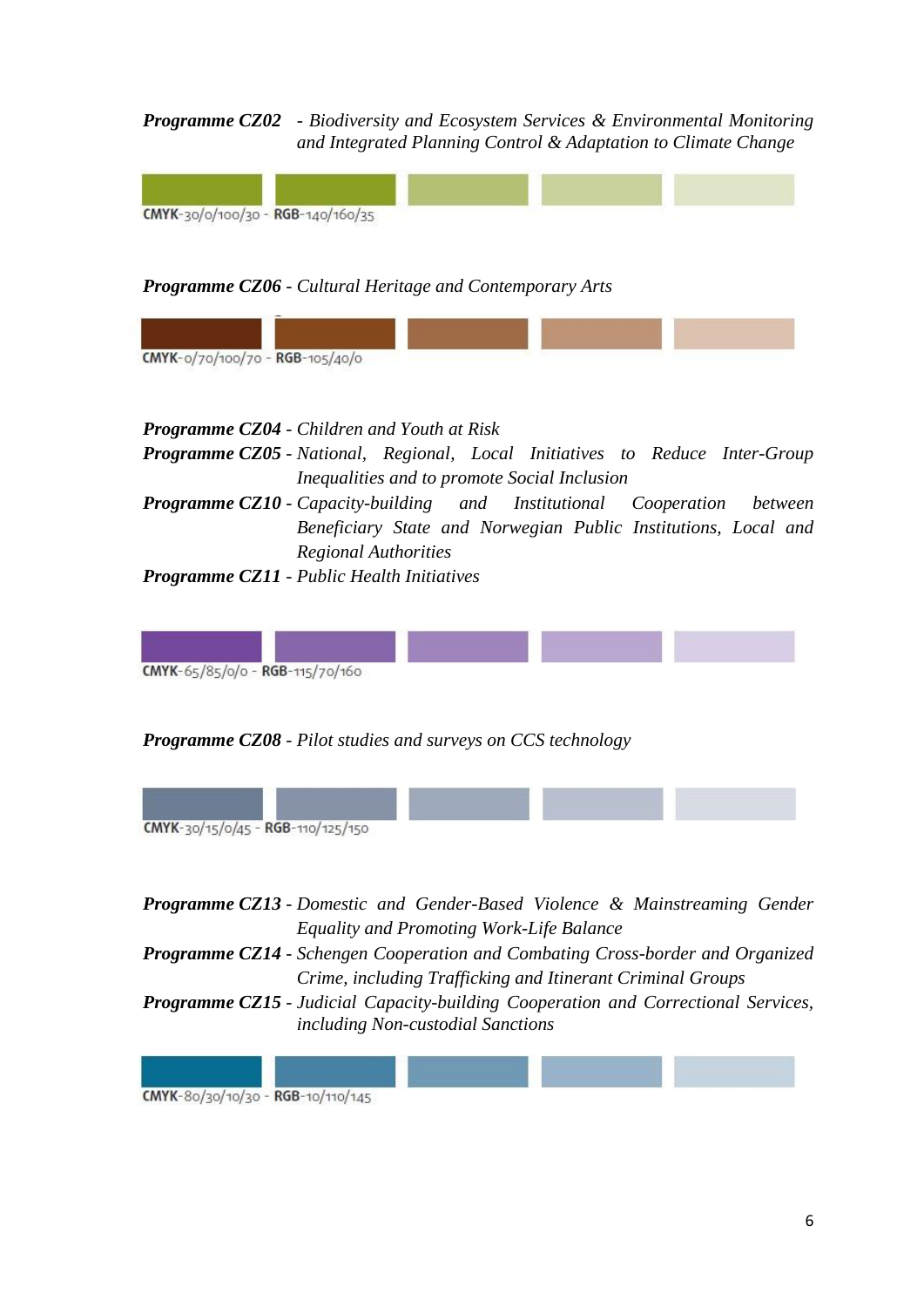***Programme CZ02*** *- Biodiversity and Ecosystem Services & Environmental Monitoring and Integrated Planning Control & Adaptation to Climate Change*

**CMYK**-30/0/100/30 - **RGB**-140/160/35

***Programme CZ06*** - *Cultural Heritage and Contemporary Arts*

**CMYK**-0/70/100/70 - **RGB**-105/40/0

***Programme CZ04*** - *Children and Youth at Risk*

***Programme CZ05*** - *National, Regional, Local Initiatives to Reduce Inter-Group Inequalities and to promote Social Inclusion*

***Programme CZ10*** - *Capacity-building and Institutional Cooperation between Beneficiary State and Norwegian Public Institutions, Local and Regional Authorities*

***Programme CZ11*** - *Public Health Initiatives*

**CMYK**-65/85/0/0 - **RGB**-115/70/160

***Programme CZ08*** - *Pilot studies and surveys on CCS technology*

**CMYK**-30/15/0/45 - **RGB**-110/125/150

***Programme CZ13*** - *Domestic and Gender-Based Violence & Mainstreaming Gender Equality and Promoting Work-Life Balance*

***Programme CZ14*** - *Schengen Cooperation and Combating Cross-border and Organized Crime, including Trafficking and Itinerant Criminal Groups*

***Programme CZ15*** - *Judicial Capacity-building Cooperation and Correctional Services, including Non-custodial Sanctions*

**CMYK**-80/30/10/30 - **RGB**-10/110/145